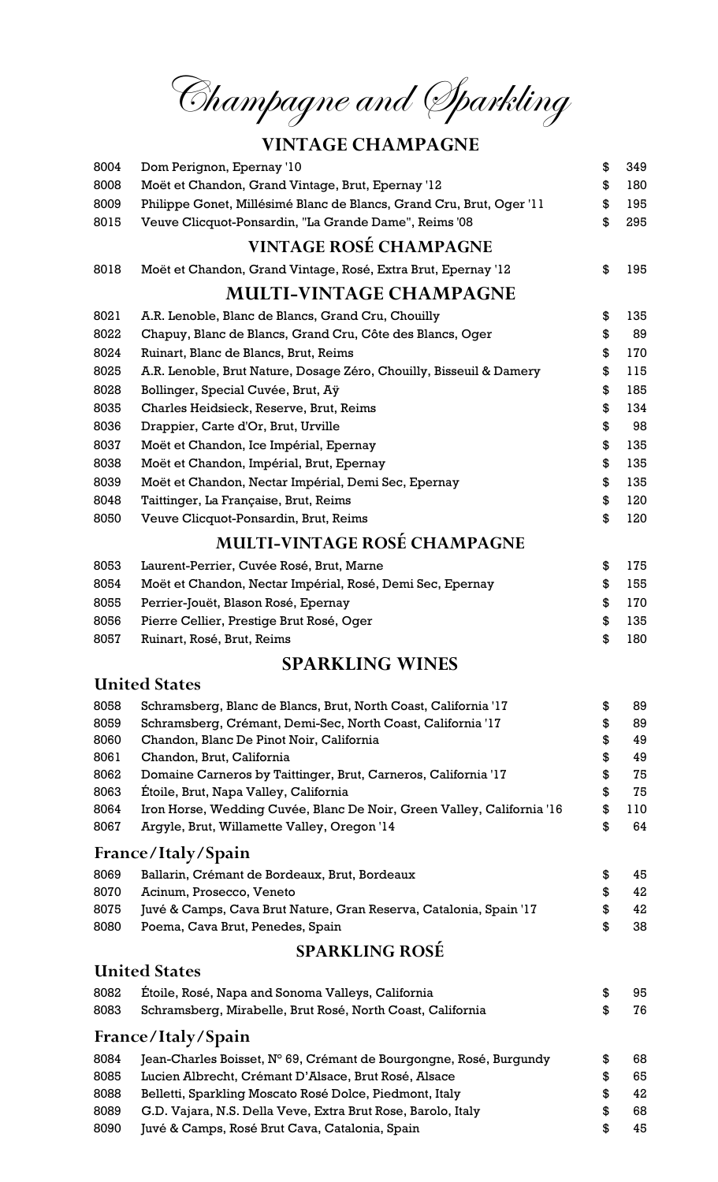# Champagne and Sparkling

## VINTAGE CHAMPAGNE

| | | | |
|---|---|---|---|
| 8004 | Dom Perignon, Epernay '10 | $ | 349 |
| 8008 | Moët et Chandon, Grand Vintage, Brut, Epernay '12 | $ | 180 |
| 8009 | Philippe Gonet, Millésimé Blanc de Blancs, Grand Cru, Brut, Oger '11 | $ | 195 |
| 8015 | Veuve Clicquot-Ponsardin, "La Grande Dame", Reims '08 | $ | 295 |

## VINTAGE ROSÉ CHAMPAGNE

| | | | |
|---|---|---|---|
| 8018 | Moët et Chandon, Grand Vintage, Rosé, Extra Brut, Epernay '12 | $ | 195 |

## MULTI-VINTAGE CHAMPAGNE

| | | | |
|---|---|---|---|
| 8021 | A.R. Lenoble, Blanc de Blancs, Grand Cru, Chouilly | $ | 135 |
| 8022 | Chapuy, Blanc de Blancs, Grand Cru, Côte des Blancs, Oger | $ | 89 |
| 8024 | Ruinart, Blanc de Blancs, Brut, Reims | $ | 170 |
| 8025 | A.R. Lenoble, Brut Nature, Dosage Zéro, Chouilly, Bisseuil & Damery | $ | 115 |
| 8028 | Bollinger, Special Cuvée, Brut, Aÿ | $ | 185 |
| 8035 | Charles Heidsieck, Reserve, Brut, Reims | $ | 134 |
| 8036 | Drappier, Carte d'Or, Brut, Urville | $ | 98 |
| 8037 | Moët et Chandon, Ice Impérial, Epernay | $ | 135 |
| 8038 | Moët et Chandon, Impérial, Brut, Epernay | $ | 135 |
| 8039 | Moët et Chandon, Nectar Impérial, Demi Sec, Epernay | $ | 135 |
| 8048 | Taittinger, La Française, Brut, Reims | $ | 120 |
| 8050 | Veuve Clicquot-Ponsardin, Brut, Reims | $ | 120 |

## MULTI-VINTAGE ROSÉ CHAMPAGNE

| | | | |
|---|---|---|---|
| 8053 | Laurent-Perrier, Cuvée Rosé, Brut, Marne | $ | 175 |
| 8054 | Moët et Chandon, Nectar Impérial, Rosé, Demi Sec, Epernay | $ | 155 |
| 8055 | Perrier-Jouët, Blason Rosé, Epernay | $ | 170 |
| 8056 | Pierre Cellier, Prestige Brut Rosé, Oger | $ | 135 |
| 8057 | Ruinart, Rosé, Brut, Reims | $ | 180 |

## SPARKLING WINES

### United States

| | | | |
|---|---|---|---|
| 8058 | Schramsberg, Blanc de Blancs, Brut, North Coast, California '17 | $ | 89 |
| 8059 | Schramsberg, Crémant, Demi-Sec, North Coast, California '17 | $ | 89 |
| 8060 | Chandon, Blanc De Pinot Noir, California | $ | 49 |
| 8061 | Chandon, Brut, California | $ | 49 |
| 8062 | Domaine Carneros by Taittinger, Brut, Carneros, California '17 | $ | 75 |
| 8063 | Étoile, Brut, Napa Valley, California | $ | 75 |
| 8064 | Iron Horse, Wedding Cuvée, Blanc De Noir, Green Valley, California '16 | $ | 110 |
| 8067 | Argyle, Brut, Willamette Valley, Oregon '14 | $ | 64 |

### France/Italy/Spain

| | | | |
|---|---|---|---|
| 8069 | Ballarin, Crémant de Bordeaux, Brut, Bordeaux | $ | 45 |
| 8070 | Acinum, Prosecco, Veneto | $ | 42 |
| 8075 | Juvé & Camps, Cava Brut Nature, Gran Reserva, Catalonia, Spain '17 | $ | 42 |
| 8080 | Poema, Cava Brut, Penedes, Spain | $ | 38 |

## SPARKLING ROSÉ

### United States

| | | | |
|---|---|---|---|
| 8082 | Étoile, Rosé, Napa and Sonoma Valleys, California | $ | 95 |
| 8083 | Schramsberg, Mirabelle, Brut Rosé, North Coast, California | $ | 76 |

### France/Italy/Spain

| | | | |
|---|---|---|---|
| 8084 | Jean-Charles Boisset, N° 69, Crémant de Bourgongne, Rosé, Burgundy | $ | 68 |
| 8085 | Lucien Albrecht, Crémant D'Alsace, Brut Rosé, Alsace | $ | 65 |
| 8088 | Belletti, Sparkling Moscato Rosé Dolce, Piedmont, Italy | $ | 42 |
| 8089 | G.D. Vajara, N.S. Della Veve, Extra Brut Rose, Barolo, Italy | $ | 68 |
| 8090 | Juvé & Camps, Rosé Brut Cava, Catalonia, Spain | $ | 45 |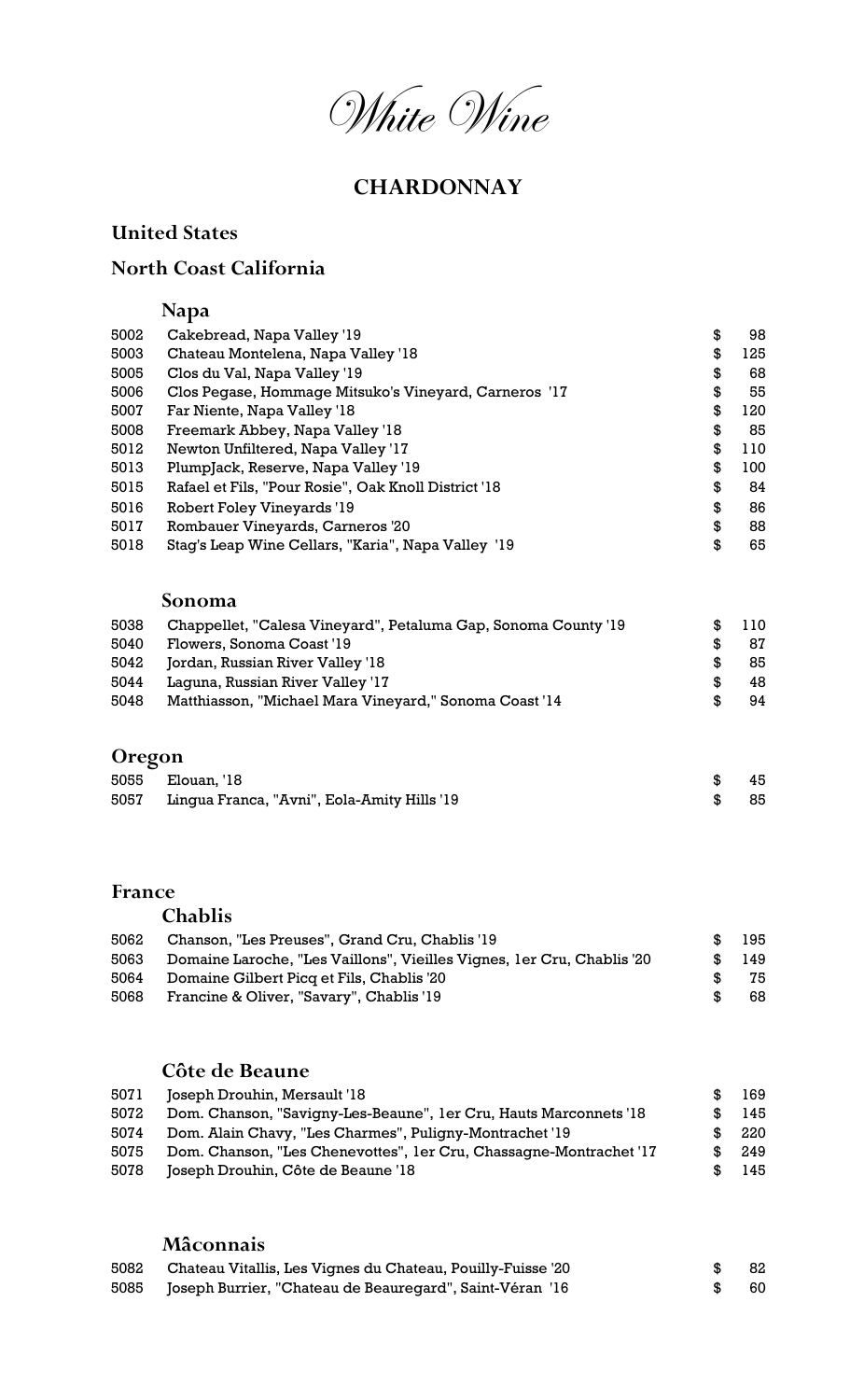# White Wine

## CHARDONNAY

### United States

### North Coast California

#### Napa

| | | | |
|---|---|---|---|
| 5002 | Cakebread, Napa Valley '19 | $ | 98 |
| 5003 | Chateau Montelena, Napa Valley '18 | $ | 125 |
| 5005 | Clos du Val, Napa Valley '19 | $ | 68 |
| 5006 | Clos Pegase, Hommage Mitsuko's Vineyard, Carneros '17 | $ | 55 |
| 5007 | Far Niente, Napa Valley '18 | $ | 120 |
| 5008 | Freemark Abbey, Napa Valley '18 | $ | 85 |
| 5012 | Newton Unfiltered, Napa Valley '17 | $ | 110 |
| 5013 | PlumpJack, Reserve, Napa Valley '19 | $ | 100 |
| 5015 | Rafael et Fils, "Pour Rosie", Oak Knoll District '18 | $ | 84 |
| 5016 | Robert Foley Vineyards '19 | $ | 86 |
| 5017 | Rombauer Vineyards, Carneros '20 | $ | 88 |
| 5018 | Stag's Leap Wine Cellars, "Karia", Napa Valley '19 | $ | 65 |

#### Sonoma

| | | | |
|---|---|---|---|
| 5038 | Chappellet, "Calesa Vineyard", Petaluma Gap, Sonoma County '19 | $ | 110 |
| 5040 | Flowers, Sonoma Coast '19 | $ | 87 |
| 5042 | Jordan, Russian River Valley '18 | $ | 85 |
| 5044 | Laguna, Russian River Valley '17 | $ | 48 |
| 5048 | Matthiasson, "Michael Mara Vineyard," Sonoma Coast '14 | $ | 94 |

### Oregon

| | | | |
|---|---|---|---|
| 5055 | Elouan, '18 | $ | 45 |
| 5057 | Lingua Franca, "Avni", Eola-Amity Hills '19 | $ | 85 |

### France

#### Chablis

| | | | |
|---|---|---|---|
| 5062 | Chanson, "Les Preuses", Grand Cru, Chablis '19 | $ | 195 |
| 5063 | Domaine Laroche, "Les Vaillons", Vieilles Vignes, 1er Cru, Chablis '20 | $ | 149 |
| 5064 | Domaine Gilbert Picq et Fils, Chablis '20 | $ | 75 |
| 5068 | Francine & Oliver, "Savary", Chablis '19 | $ | 68 |

#### Côte de Beaune

| | | | |
|---|---|---|---|
| 5071 | Joseph Drouhin, Mersault '18 | $ | 169 |
| 5072 | Dom. Chanson, "Savigny-Les-Beaune", 1er Cru, Hauts Marconnets '18 | $ | 145 |
| 5074 | Dom. Alain Chavy, "Les Charmes", Puligny-Montrachet '19 | $ | 220 |
| 5075 | Dom. Chanson, "Les Chenevottes", 1er Cru, Chassagne-Montrachet '17 | $ | 249 |
| 5078 | Joseph Drouhin, Côte de Beaune '18 | $ | 145 |

#### Mâconnais

| | | | |
|---|---|---|---|
| 5082 | Chateau Vitallis, Les Vignes du Chateau, Pouilly-Fuisse '20 | $ | 82 |
| 5085 | Joseph Burrier, "Chateau de Beauregard", Saint-Véran '16 | $ | 60 |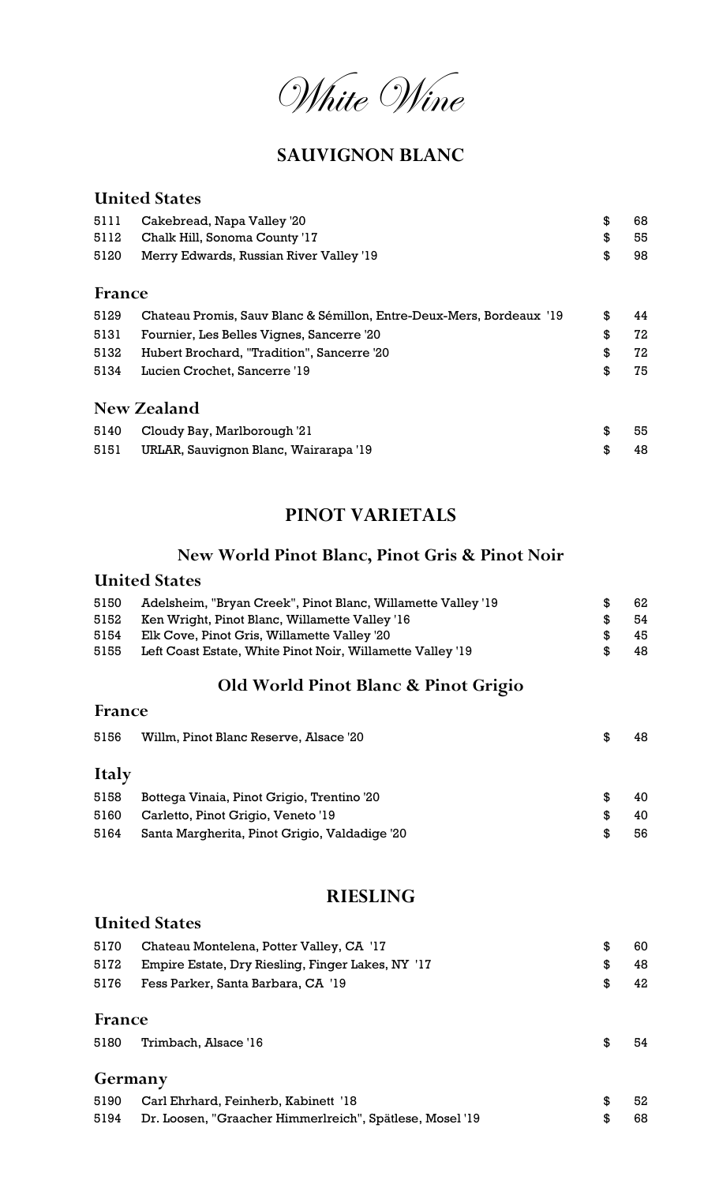# *White Wine*

## SAUVIGNON BLANC

### United States

| | | | |
|---|---|---|---|
| 5111 | Cakebread, Napa Valley '20 | $ | 68 |
| 5112 | Chalk Hill, Sonoma County '17 | $ | 55 |
| 5120 | Merry Edwards, Russian River Valley '19 | $ | 98 |

### France

| | | | |
|---|---|---|---|
| 5129 | Chateau Promis, Sauv Blanc & Sémillon, Entre-Deux-Mers, Bordeaux '19 | $ | 44 |
| 5131 | Fournier, Les Belles Vignes, Sancerre '20 | $ | 72 |
| 5132 | Hubert Brochard, "Tradition", Sancerre '20 | $ | 72 |
| 5134 | Lucien Crochet, Sancerre '19 | $ | 75 |

### New Zealand

| | | | |
|---|---|---|---|
| 5140 | Cloudy Bay, Marlborough '21 | $ | 55 |
| 5151 | URLAR, Sauvignon Blanc, Wairarapa '19 | $ | 48 |

## PINOT VARIETALS

### New World Pinot Blanc, Pinot Gris & Pinot Noir

### United States

| | | | |
|---|---|---|---|
| 5150 | Adelsheim, "Bryan Creek", Pinot Blanc, Willamette Valley '19 | $ | 62 |
| 5152 | Ken Wright, Pinot Blanc, Willamette Valley '16 | $ | 54 |
| 5154 | Elk Cove, Pinot Gris, Willamette Valley '20 | $ | 45 |
| 5155 | Left Coast Estate, White Pinot Noir, Willamette Valley '19 | $ | 48 |

### Old World Pinot Blanc & Pinot Grigio

### France

| | | | |
|---|---|---|---|
| 5156 | Willm, Pinot Blanc Reserve, Alsace '20 | $ | 48 |

### Italy

| | | | |
|---|---|---|---|
| 5158 | Bottega Vinaia, Pinot Grigio, Trentino '20 | $ | 40 |
| 5160 | Carletto, Pinot Grigio, Veneto '19 | $ | 40 |
| 5164 | Santa Margherita, Pinot Grigio, Valdadige '20 | $ | 56 |

## RIESLING

### United States

| | | | |
|---|---|---|---|
| 5170 | Chateau Montelena, Potter Valley, CA '17 | $ | 60 |
| 5172 | Empire Estate, Dry Riesling, Finger Lakes, NY '17 | $ | 48 |
| 5176 | Fess Parker, Santa Barbara, CA '19 | $ | 42 |

### France

| | | | |
|---|---|---|---|
| 5180 | Trimbach, Alsace '16 | $ | 54 |

### Germany

| | | | |
|---|---|---|---|
| 5190 | Carl Ehrhard, Feinherb, Kabinett '18 | $ | 52 |
| 5194 | Dr. Loosen, "Graacher Himmerlreich", Spätlese, Mosel '19 | $ | 68 |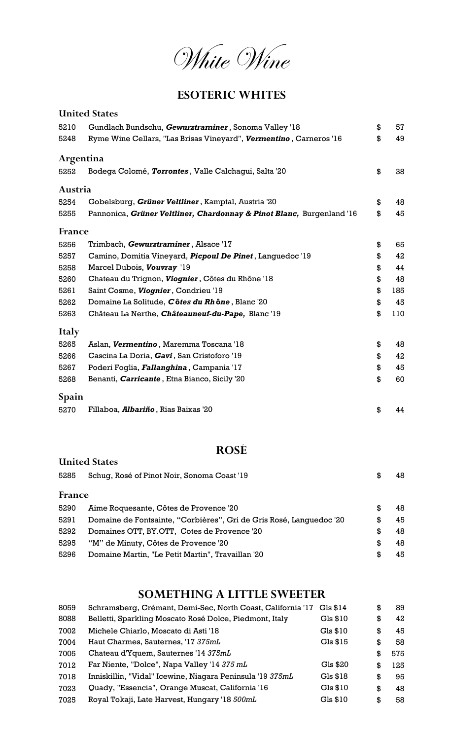# *White Wine*

## ESOTERIC WHITES

### United States

| | | | |
|---|---|---|---|
| 5210 | Gundlach Bundschu, ***Gewurztraminer***, Sonoma Valley '18 | $ | 57 |
| 5248 | Ryme Wine Cellars, "Las Brisas Vineyard", ***Vermentino***, Carneros '16 | $ | 49 |

### Argentina

| | | | |
|---|---|---|---|
| 5252 | Bodega Colomé, ***Torrontes***, Valle Calchaqui, Salta '20 | $ | 38 |

### Austria

| | | | |
|---|---|---|---|
| 5254 | Gobelsburg, ***Grüner Veltliner***, Kamptal, Austria '20 | $ | 48 |
| 5255 | Pannonica, ***Grüner Veltliner, Chardonnay & Pinot Blanc,*** Burgenland '16 | $ | 45 |

### France

| | | | |
|---|---|---|---|
| 5256 | Trimbach, ***Gewurztraminer***, Alsace '17 | $ | 65 |
| 5257 | Camino, Domitia Vineyard, ***Picpoul De Pinet***, Languedoc '19 | $ | 42 |
| 5258 | Marcel Dubois, ***Vouvray*** '19 | $ | 44 |
| 5260 | Chateau du Trignon, ***Viognier***, Côtes du Rhône '18 | $ | 48 |
| 5261 | Saint Cosme, ***Viognier***, Condrieu '19 | $ | 185 |
| 5262 | Domaine La Solitude, ***Côtes du Rhône***, Blanc '20 | $ | 45 |
| 5263 | Château La Nerthe, ***Châteauneuf-du-Pape,*** Blanc '19 | $ | 110 |

### Italy

| | | | |
|---|---|---|---|
| 5265 | Aslan, ***Vermentino***, Maremma Toscana '18 | $ | 48 |
| 5266 | Cascina La Doria, ***Gavi***, San Cristoforo '19 | $ | 42 |
| 5267 | Poderi Foglia, ***Fallanghina***, Campania '17 | $ | 45 |
| 5268 | Benanti, ***Carricante***, Etna Bianco, Sicily '20 | $ | 60 |

### Spain

| | | | |
|---|---|---|---|
| 5270 | Fillaboa, ***Albariño***, Rias Baixas '20 | $ | 44 |

## ROSÉ

### United States

| | | | |
|---|---|---|---|
| 5285 | Schug, Rosé of Pinot Noir, Sonoma Coast '19 | $ | 48 |

### France

| | | | |
|---|---|---|---|
| 5290 | Aime Roquesante, Côtes de Provence '20 | $ | 48 |
| 5291 | Domaine de Fontsainte, "Corbières", Gri de Gris Rosé, Languedoc '20 | $ | 45 |
| 5292 | Domaines OTT, BY.OTT, Cotes de Provence '20 | $ | 48 |
| 5295 | "M" de Minuty, Côtes de Provence '20 | $ | 48 |
| 5296 | Domaine Martin, "Le Petit Martin", Travaillan '20 | $ | 45 |

## SOMETHING A LITTLE SWEETER

| | | | | |
|---|---|---|---|---|
| 8059 | Schramsberg, Crémant, Demi-Sec, North Coast, California '17 | Gls $14 | $ | 89 |
| 8088 | Belletti, Sparkling Moscato Rosé Dolce, Piedmont, Italy | Gls $10 | $ | 42 |
| 7002 | Michele Chiarlo, Moscato di Asti '18 | Gls $10 | $ | 45 |
| 7004 | Haut Charmes, Sauternes, '17 *375mL* | Gls $15 | $ | 58 |
| 7005 | Chateau d'Yquem, Sauternes '14 *375mL* | | $ | 575 |
| 7012 | Far Niente, "Dolce", Napa Valley '14 *375 mL* | Gls $20 | $ | 125 |
| 7018 | Inniskillin, "Vidal" Icewine, Niagara Peninsula '19 *375mL* | Gls $18 | $ | 95 |
| 7023 | Quady, "Essencia", Orange Muscat, California '16 | Gls $10 | $ | 48 |
| 7025 | Royal Tokaji, Late Harvest, Hungary '18 *500mL* | Gls $10 | $ | 58 |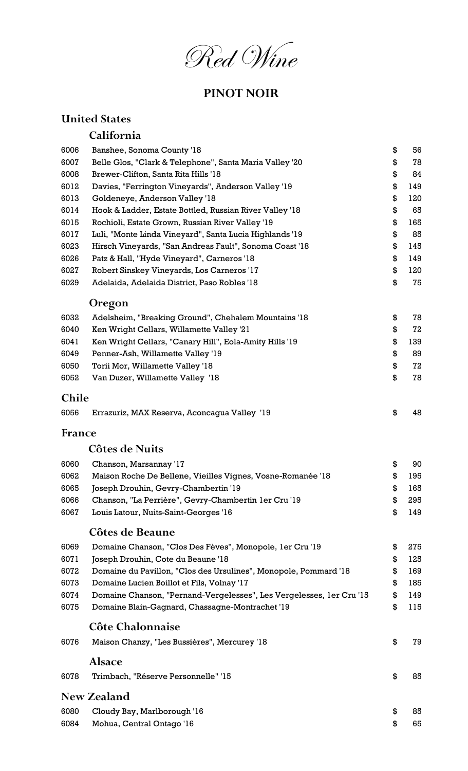# Red Wine

## PINOT NOIR

### United States

#### California

| | | | |
|---|---|---|---|
| 6006 | Banshee, Sonoma County '18 | $ | 56 |
| 6007 | Belle Glos, "Clark & Telephone", Santa Maria Valley '20 | $ | 78 |
| 6008 | Brewer-Clifton, Santa Rita Hills '18 | $ | 84 |
| 6012 | Davies, "Ferrington Vineyards", Anderson Valley '19 | $ | 149 |
| 6013 | Goldeneye, Anderson Valley '18 | $ | 120 |
| 6014 | Hook & Ladder, Estate Bottled, Russian River Valley '18 | $ | 65 |
| 6015 | Rochioli, Estate Grown, Russian River Valley '19 | $ | 165 |
| 6017 | Luli, "Monte Linda Vineyard", Santa Lucia Highlands '19 | $ | 85 |
| 6023 | Hirsch Vineyards, "San Andreas Fault", Sonoma Coast '18 | $ | 145 |
| 6026 | Patz & Hall, "Hyde Vineyard", Carneros '18 | $ | 149 |
| 6027 | Robert Sinskey Vineyards, Los Carneros '17 | $ | 120 |
| 6029 | Adelaida, Adelaida District, Paso Robles '18 | $ | 75 |

#### Oregon

| | | | |
|---|---|---|---|
| 6032 | Adelsheim, "Breaking Ground", Chehalem Mountains '18 | $ | 78 |
| 6040 | Ken Wright Cellars, Willamette Valley '21 | $ | 72 |
| 6041 | Ken Wright Cellars, "Canary Hill", Eola-Amity Hills '19 | $ | 139 |
| 6049 | Penner-Ash, Willamette Valley '19 | $ | 89 |
| 6050 | Torii Mor, Willamette Valley '18 | $ | 72 |
| 6052 | Van Duzer, Willamette Valley '18 | $ | 78 |

### Chile

| | | | |
|---|---|---|---|
| 6056 | Errazuriz, MAX Reserva, Aconcagua Valley '19 | $ | 48 |

### France

#### Côtes de Nuits

| | | | |
|---|---|---|---|
| 6060 | Chanson, Marsannay '17 | $ | 90 |
| 6062 | Maison Roche De Bellene, Vieilles Vignes, Vosne-Romanée '18 | $ | 195 |
| 6065 | Joseph Drouhin, Gevry-Chambertin '19 | $ | 165 |
| 6066 | Chanson, "La Perrière", Gevry-Chambertin 1er Cru '19 | $ | 295 |
| 6067 | Louis Latour, Nuits-Saint-Georges '16 | $ | 149 |

#### Côtes de Beaune

| | | | |
|---|---|---|---|
| 6069 | Domaine Chanson, "Clos Des Fèves", Monopole, 1er Cru '19 | $ | 275 |
| 6071 | Joseph Drouhin, Cote du Beaune '18 | $ | 125 |
| 6072 | Domaine du Pavillon, "Clos des Ursulines", Monopole, Pommard '18 | $ | 169 |
| 6073 | Domaine Lucien Boillot et Fils, Volnay '17 | $ | 185 |
| 6074 | Domaine Chanson, "Pernand-Vergelesses", Les Vergelesses, 1er Cru '15 | $ | 149 |
| 6075 | Domaine Blain-Gagnard, Chassagne-Montrachet '19 | $ | 115 |

#### Côte Chalonnaise

| | | | |
|---|---|---|---|
| 6076 | Maison Chanzy, "Les Bussières", Mercurey '18 | $ | 79 |

#### Alsace

| | | | |
|---|---|---|---|
| 6078 | Trimbach, "Réserve Personnelle" '15 | $ | 85 |

### New Zealand

| | | | |
|---|---|---|---|
| 6080 | Cloudy Bay, Marlborough '16 | $ | 85 |
| 6084 | Mohua, Central Ontago '16 | $ | 65 |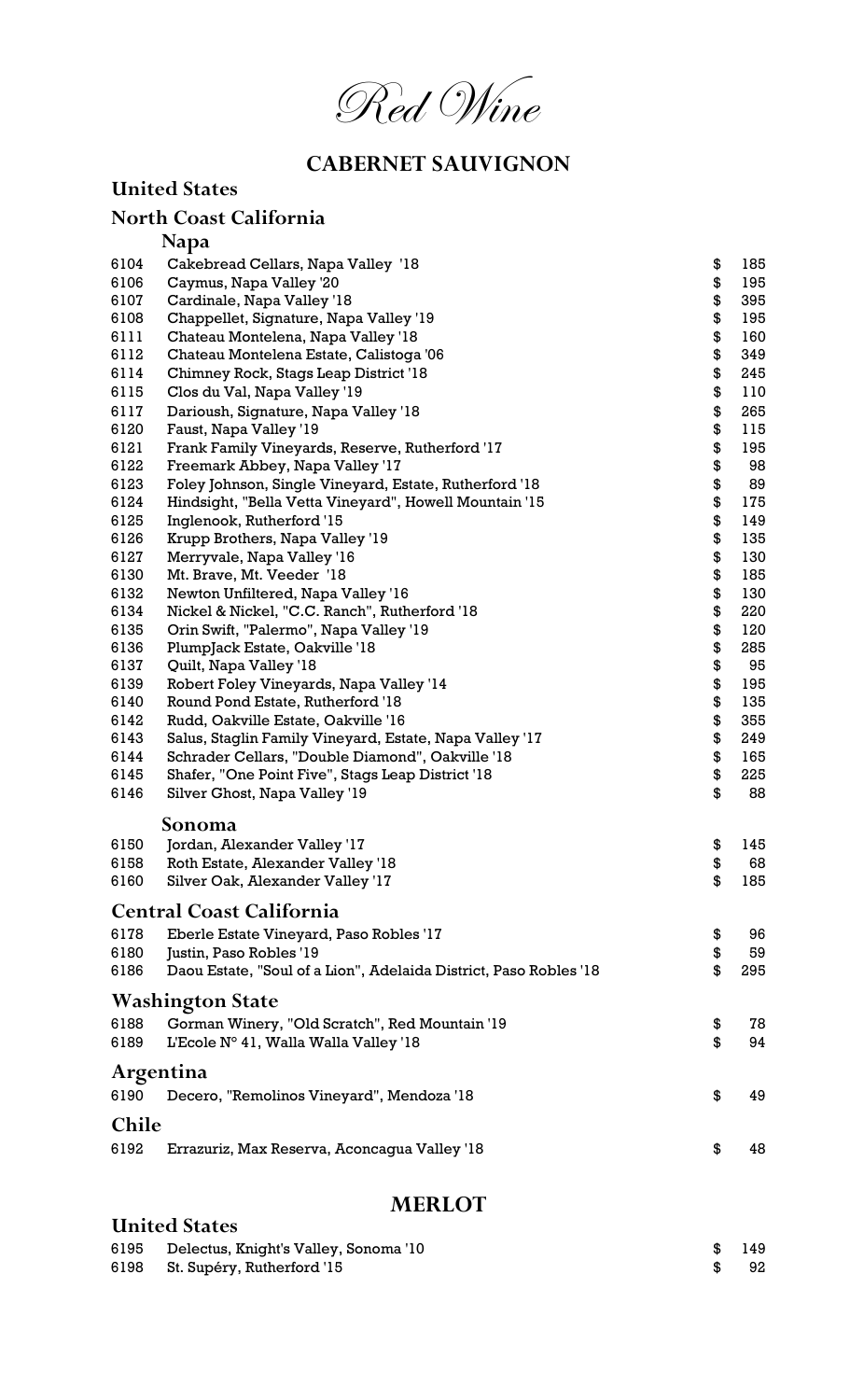# Red Wine

## CABERNET SAUVIGNON

### United States

#### North Coast California

##### Napa

| | | |
|---|---|---|
| 6104 | Cakebread Cellars, Napa Valley '18 | $ 185 |
| 6106 | Caymus, Napa Valley '20 | $ 195 |
| 6107 | Cardinale, Napa Valley '18 | $ 395 |
| 6108 | Chappellet, Signature, Napa Valley '19 | $ 195 |
| 6111 | Chateau Montelena, Napa Valley '18 | $ 160 |
| 6112 | Chateau Montelena Estate, Calistoga '06 | $ 349 |
| 6114 | Chimney Rock, Stags Leap District '18 | $ 245 |
| 6115 | Clos du Val, Napa Valley '19 | $ 110 |
| 6117 | Darioush, Signature, Napa Valley '18 | $ 265 |
| 6120 | Faust, Napa Valley '19 | $ 115 |
| 6121 | Frank Family Vineyards, Reserve, Rutherford '17 | $ 195 |
| 6122 | Freemark Abbey, Napa Valley '17 | $ 98 |
| 6123 | Foley Johnson, Single Vineyard, Estate, Rutherford '18 | $ 89 |
| 6124 | Hindsight, "Bella Vetta Vineyard", Howell Mountain '15 | $ 175 |
| 6125 | Inglenook, Rutherford '15 | $ 149 |
| 6126 | Krupp Brothers, Napa Valley '19 | $ 135 |
| 6127 | Merryvale, Napa Valley '16 | $ 130 |
| 6130 | Mt. Brave, Mt. Veeder '18 | $ 185 |
| 6132 | Newton Unfiltered, Napa Valley '16 | $ 130 |
| 6134 | Nickel & Nickel, "C.C. Ranch", Rutherford '18 | $ 220 |
| 6135 | Orin Swift, "Palermo", Napa Valley '19 | $ 120 |
| 6136 | PlumpJack Estate, Oakville '18 | $ 285 |
| 6137 | Quilt, Napa Valley '18 | $ 95 |
| 6139 | Robert Foley Vineyards, Napa Valley '14 | $ 195 |
| 6140 | Round Pond Estate, Rutherford '18 | $ 135 |
| 6142 | Rudd, Oakville Estate, Oakville '16 | $ 355 |
| 6143 | Salus, Staglin Family Vineyard, Estate, Napa Valley '17 | $ 249 |
| 6144 | Schrader Cellars, "Double Diamond", Oakville '18 | $ 165 |
| 6145 | Shafer, "One Point Five", Stags Leap District '18 | $ 225 |
| 6146 | Silver Ghost, Napa Valley '19 | $ 88 |

##### Sonoma

| | | |
|---|---|---|
| 6150 | Jordan, Alexander Valley '17 | $ 145 |
| 6158 | Roth Estate, Alexander Valley '18 | $ 68 |
| 6160 | Silver Oak, Alexander Valley '17 | $ 185 |

#### Central Coast California

| | | |
|---|---|---|
| 6178 | Eberle Estate Vineyard, Paso Robles '17 | $ 96 |
| 6180 | Justin, Paso Robles '19 | $ 59 |
| 6186 | Daou Estate, "Soul of a Lion", Adelaida District, Paso Robles '18 | $ 295 |

#### Washington State

| | | |
|---|---|---|
| 6188 | Gorman Winery, "Old Scratch", Red Mountain '19 | $ 78 |
| 6189 | L'Ecole N° 41, Walla Walla Valley '18 | $ 94 |

### Argentina

| | | |
|---|---|---|
| 6190 | Decero, "Remolinos Vineyard", Mendoza '18 | $ 49 |

### Chile

| | | |
|---|---|---|
| 6192 | Errazuriz, Max Reserva, Aconcagua Valley '18 | $ 48 |

## MERLOT

### United States

| | | |
|---|---|---|
| 6195 | Delectus, Knight's Valley, Sonoma '10 | $ 149 |
| 6198 | St. Supéry, Rutherford '15 | $ 92 |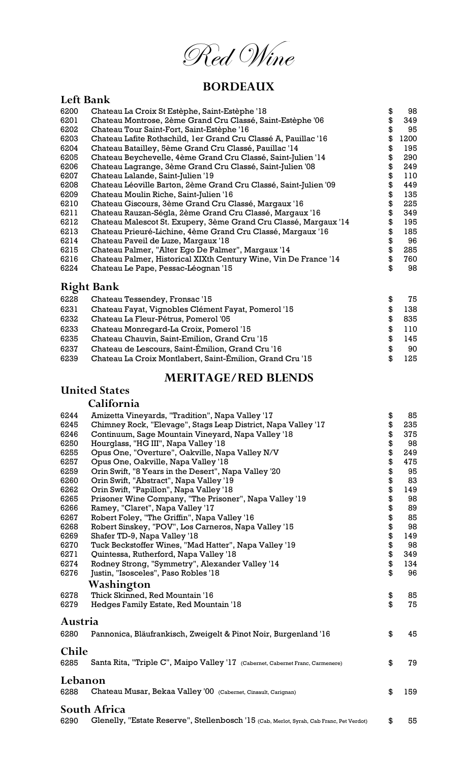# Red Wine

## BORDEAUX

### Left Bank

| | | | |
|---|---|---|---|
| 6200 | Chateau La Croix St Estèphe, Saint-Estèphe '18 | $ | 98 |
| 6201 | Chateau Montrose, 2ème Grand Cru Classé, Saint-Estèphe '06 | $ | 349 |
| 6202 | Chateau Tour Saint-Fort, Saint-Estèphe '16 | $ | 95 |
| 6203 | Chateau Lafite Rothschild, 1er Grand Cru Classé A, Pauillac '16 | $ | 1200 |
| 6204 | Chateau Batailley, 5ème Grand Cru Classé, Pauillac '14 | $ | 195 |
| 6205 | Chateau Beychevelle, 4ème Grand Cru Classé, Saint-Julien '14 | $ | 290 |
| 6206 | Chateau Lagrange, 3ème Grand Cru Classé, Saint-Julien '08 | $ | 249 |
| 6207 | Chateau Lalande, Saint-Julien '19 | $ | 110 |
| 6208 | Chateau Léoville Barton, 2ème Grand Cru Classé, Saint-Julien '09 | $ | 449 |
| 6209 | Chateau Moulin Riche, Saint-Julien '16 | $ | 135 |
| 6210 | Chateau Giscours, 3ème Grand Cru Classé, Margaux '16 | $ | 225 |
| 6211 | Chateau Rauzan-Ségla, 2ème Grand Cru Classé, Margaux '16 | $ | 349 |
| 6212 | Chateau Malescot St. Exupery, 3ème Grand Cru Classé, Margaux '14 | $ | 195 |
| 6213 | Chateau Prieuré-Lichine, 4ème Grand Cru Classé, Margaux '16 | $ | 185 |
| 6214 | Chateau Paveil de Luze, Margaux '18 | $ | 96 |
| 6215 | Chateau Palmer, "Alter Ego De Palmer", Margaux '14 | $ | 285 |
| 6216 | Chateau Palmer, Historical XIXth Century Wine, Vin De France '14 | $ | 760 |
| 6224 | Chateau Le Pape, Pessac-Léognan '15 | $ | 98 |

### Right Bank

| | | | |
|---|---|---|---|
| 6228 | Chateau Tessendey, Fronsac '15 | $ | 75 |
| 6231 | Chateau Fayat, Vignobles Clément Fayat, Pomerol '15 | $ | 138 |
| 6232 | Chateau La Fleur-Pétrus, Pomerol '05 | $ | 835 |
| 6233 | Chateau Monregard-La Croix, Pomerol '15 | $ | 110 |
| 6235 | Chateau Chauvin, Saint-Emilion, Grand Cru '15 | $ | 145 |
| 6237 | Chateau de Lescours, Saint-Émilion, Grand Cru '16 | $ | 90 |
| 6239 | Chateau La Croix Montlabert, Saint-Émilion, Grand Cru '15 | $ | 125 |

## MERITAGE/RED BLENDS

### United States

#### California

| | | | |
|---|---|---|---|
| 6244 | Amizetta Vineyards, "Tradition", Napa Valley '17 | $ | 85 |
| 6245 | Chimney Rock, "Elevage", Stags Leap District, Napa Valley '17 | $ | 235 |
| 6246 | Continuum, Sage Mountain Vineyard, Napa Valley '18 | $ | 375 |
| 6250 | Hourglass, "HG III", Napa Valley '18 | $ | 98 |
| 6255 | Opus One, "Overture", Oakville, Napa Valley N/V | $ | 249 |
| 6257 | Opus One, Oakville, Napa Valley '18 | $ | 475 |
| 6259 | Orin Swift, "8 Years in the Desert", Napa Valley '20 | $ | 95 |
| 6260 | Orin Swift, "Abstract", Napa Valley '19 | $ | 83 |
| 6262 | Orin Swift, "Papillon", Napa Valley '18 | $ | 149 |
| 6265 | Prisoner Wine Company, "The Prisoner", Napa Valley '19 | $ | 98 |
| 6266 | Ramey, "Claret", Napa Valley '17 | $ | 89 |
| 6267 | Robert Foley, "The Griffin", Napa Valley '16 | $ | 85 |
| 6268 | Robert Sinskey, "POV", Los Carneros, Napa Valley '15 | $ | 98 |
| 6269 | Shafer TD-9, Napa Valley '18 | $ | 149 |
| 6270 | Tuck Beckstoffer Wines, "Mad Hatter", Napa Valley '19 | $ | 98 |
| 6271 | Quintessa, Rutherford, Napa Valley '18 | $ | 349 |
| 6274 | Rodney Strong, "Symmetry", Alexander Valley '14 | $ | 134 |
| 6276 | Justin, "Isosceles", Paso Robles '18 | $ | 96 |

#### Washington

| | | | |
|---|---|---|---|
| 6278 | Thick Skinned, Red Mountain '16 | $ | 85 |
| 6279 | Hedges Family Estate, Red Mountain '18 | $ | 75 |

### Austria

| | | | |
|---|---|---|---|
| 6280 | Pannonica, Bläufrankisch, Zweigelt & Pinot Noir, Burgenland '16 | $ | 45 |

### Chile

| | | | |
|---|---|---|---|
| 6285 | Santa Rita, "Triple C", Maipo Valley '17 (Cabernet, Cabernet Franc, Carmenere) | $ | 79 |

### Lebanon

| | | | |
|---|---|---|---|
| 6288 | Chateau Musar, Bekaa Valley '00 (Cabernet, Cinsault, Carignan) | $ | 159 |

### South Africa

| | | | |
|---|---|---|---|
| 6290 | Glenelly, "Estate Reserve", Stellenbosch '15 (Cab, Merlot, Syrah, Cab Franc, Pet Verdot) | $ | 55 |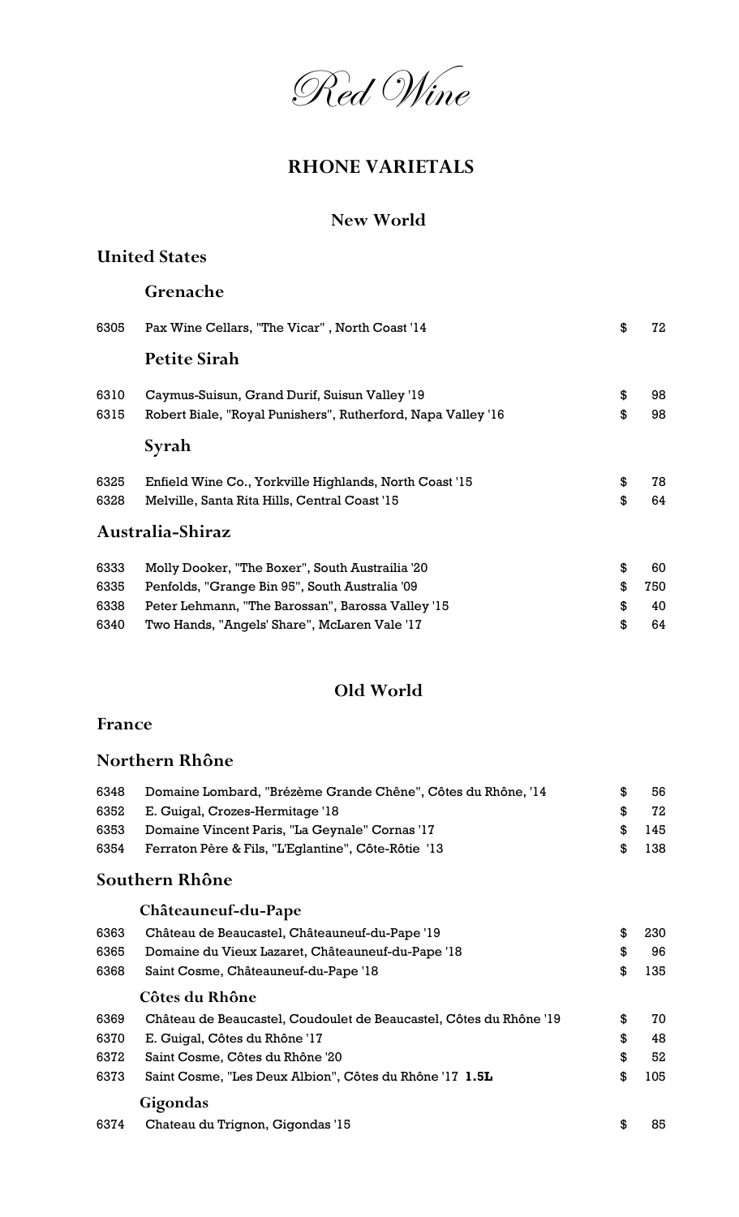# Red Wine

## RHONE VARIETALS

### New World

#### United States

##### Grenache

| | | | |
|---|---|---|---|
| 6305 | Pax Wine Cellars, "The Vicar" , North Coast '14 | $ | 72 |

##### Petite Sirah

| | | | |
|---|---|---|---|
| 6310 | Caymus-Suisun, Grand Durif, Suisun Valley '19 | $ | 98 |
| 6315 | Robert Biale, "Royal Punishers", Rutherford, Napa Valley '16 | $ | 98 |

##### Syrah

| | | | |
|---|---|---|---|
| 6325 | Enfield Wine Co., Yorkville Highlands, North Coast '15 | $ | 78 |
| 6328 | Melville, Santa Rita Hills, Central Coast '15 | $ | 64 |

#### Australia-Shiraz

| | | | |
|---|---|---|---|
| 6333 | Molly Dooker, "The Boxer", South Austrailia '20 | $ | 60 |
| 6335 | Penfolds, "Grange Bin 95", South Australia '09 | $ | 750 |
| 6338 | Peter Lehmann, "The Barossan", Barossa Valley '15 | $ | 40 |
| 6340 | Two Hands, "Angels' Share", McLaren Vale '17 | $ | 64 |

### Old World

#### France

#### Northern Rhône

| | | | |
|---|---|---|---|
| 6348 | Domaine Lombard, "Brézème Grande Chêne", Côtes du Rhône, '14 | $ | 56 |
| 6352 | E. Guigal, Crozes-Hermitage '18 | $ | 72 |
| 6353 | Domaine Vincent Paris, "La Geynale" Cornas '17 | $ | 145 |
| 6354 | Ferraton Père & Fils, "L'Eglantine", Côte-Rôtie '13 | $ | 138 |

#### Southern Rhône

##### Châteauneuf-du-Pape

| | | | |
|---|---|---|---|
| 6363 | Château de Beaucastel, Châteauneuf-du-Pape '19 | $ | 230 |
| 6365 | Domaine du Vieux Lazaret, Châteauneuf-du-Pape '18 | $ | 96 |
| 6368 | Saint Cosme, Châteauneuf-du-Pape '18 | $ | 135 |

##### Côtes du Rhône

| | | | |
|---|---|---|---|
| 6369 | Château de Beaucastel, Coudoulet de Beaucastel, Côtes du Rhône '19 | $ | 70 |
| 6370 | E. Guigal, Côtes du Rhône '17 | $ | 48 |
| 6372 | Saint Cosme, Côtes du Rhône '20 | $ | 52 |
| 6373 | Saint Cosme, "Les Deux Albion", Côtes du Rhône '17 **1.5L** | $ | 105 |

##### Gigondas

| | | | |
|---|---|---|---|
| 6374 | Chateau du Trignon, Gigondas '15 | $ | 85 |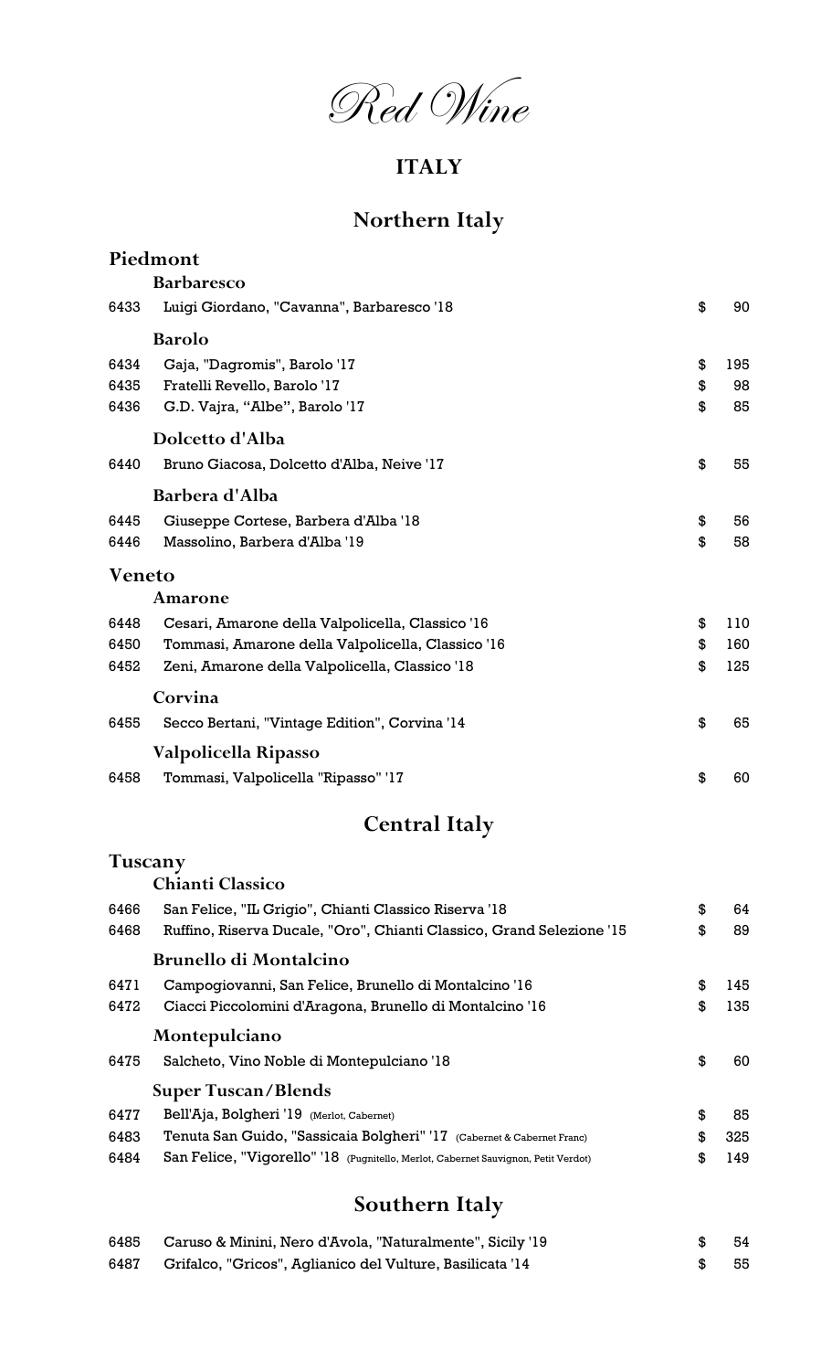# Red Wine

## ITALY

## Northern Italy

### Piedmont

#### Barbaresco

| | | | |
|---|---|---|---|
| 6433 | Luigi Giordano, "Cavanna", Barbaresco '18 | $ | 90 |

#### Barolo

| | | | |
|---|---|---|---|
| 6434 | Gaja, "Dagromis", Barolo '17 | $ | 195 |
| 6435 | Fratelli Revello, Barolo '17 | $ | 98 |
| 6436 | G.D. Vajra, "Albe", Barolo '17 | $ | 85 |

#### Dolcetto d'Alba

| | | | |
|---|---|---|---|
| 6440 | Bruno Giacosa, Dolcetto d'Alba, Neive '17 | $ | 55 |

#### Barbera d'Alba

| | | | |
|---|---|---|---|
| 6445 | Giuseppe Cortese, Barbera d'Alba '18 | $ | 56 |
| 6446 | Massolino, Barbera d'Alba '19 | $ | 58 |

### Veneto

#### Amarone

| | | | |
|---|---|---|---|
| 6448 | Cesari, Amarone della Valpolicella, Classico '16 | $ | 110 |
| 6450 | Tommasi, Amarone della Valpolicella, Classico '16 | $ | 160 |
| 6452 | Zeni, Amarone della Valpolicella, Classico '18 | $ | 125 |

#### Corvina

| | | | |
|---|---|---|---|
| 6455 | Secco Bertani, "Vintage Edition", Corvina '14 | $ | 65 |

#### Valpolicella Ripasso

| | | | |
|---|---|---|---|
| 6458 | Tommasi, Valpolicella "Ripasso" '17 | $ | 60 |

## Central Italy

### Tuscany

#### Chianti Classico

| | | | |
|---|---|---|---|
| 6466 | San Felice, "IL Grigio", Chianti Classico Riserva '18 | $ | 64 |
| 6468 | Ruffino, Riserva Ducale, "Oro", Chianti Classico, Grand Selezione '15 | $ | 89 |

#### Brunello di Montalcino

| | | | |
|---|---|---|---|
| 6471 | Campogiovanni, San Felice, Brunello di Montalcino '16 | $ | 145 |
| 6472 | Ciacci Piccolomini d'Aragona, Brunello di Montalcino '16 | $ | 135 |

#### Montepulciano

| | | | |
|---|---|---|---|
| 6475 | Salcheto, Vino Noble di Montepulciano '18 | $ | 60 |

#### Super Tuscan/Blends

| | | | |
|---|---|---|---|
| 6477 | Bell'Aja, Bolgheri '19 (Merlot, Cabernet) | $ | 85 |
| 6483 | Tenuta San Guido, "Sassicaia Bolgheri" '17 (Cabernet & Cabernet Franc) | $ | 325 |
| 6484 | San Felice, "Vigorello" '18 (Pugnitello, Merlot, Cabernet Sauvignon, Petit Verdot) | $ | 149 |

## Southern Italy

| | | | |
|---|---|---|---|
| 6485 | Caruso & Minini, Nero d'Avola, "Naturalmente", Sicily '19 | $ | 54 |
| 6487 | Grifalco, "Gricos", Aglianico del Vulture, Basilicata '14 | $ | 55 |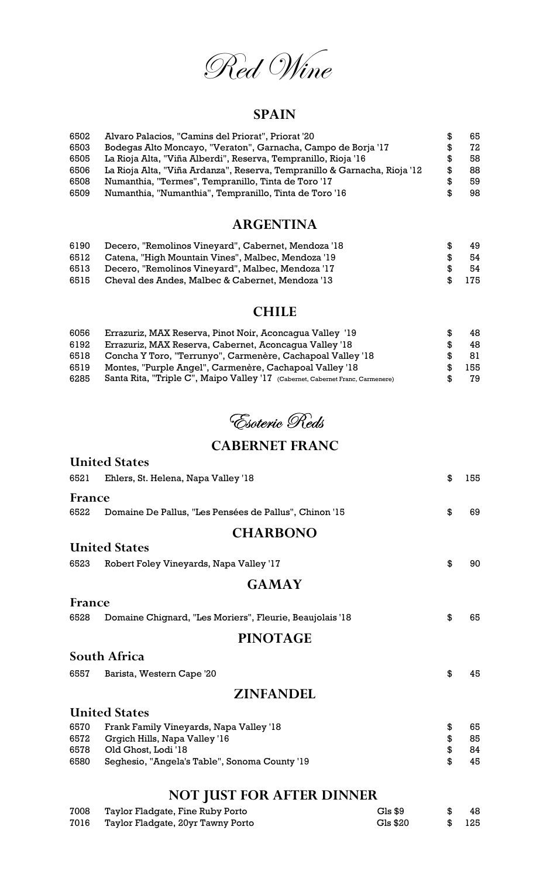# Red Wine

## SPAIN

| | | | |
|---|---|---|---|
| 6502 | Alvaro Palacios, "Camins del Priorat", Priorat '20 | $ | 65 |
| 6503 | Bodegas Alto Moncayo, "Veraton", Garnacha, Campo de Borja '17 | $ | 72 |
| 6505 | La Rioja Alta, "Viña Alberdi", Reserva, Tempranillo, Rioja '16 | $ | 58 |
| 6506 | La Rioja Alta, "Viña Ardanza", Reserva, Tempranillo & Garnacha, Rioja '12 | $ | 88 |
| 6508 | Numanthia, "Termes", Tempranillo, Tinta de Toro '17 | $ | 59 |
| 6509 | Numanthia, "Numanthia", Tempranillo, Tinta de Toro '16 | $ | 98 |

## ARGENTINA

| | | | |
|---|---|---|---|
| 6190 | Decero, "Remolinos Vineyard", Cabernet, Mendoza '18 | $ | 49 |
| 6512 | Catena, "High Mountain Vines", Malbec, Mendoza '19 | $ | 54 |
| 6513 | Decero, "Remolinos Vineyard", Malbec, Mendoza '17 | $ | 54 |
| 6515 | Cheval des Andes, Malbec & Cabernet, Mendoza '13 | $ | 175 |

## CHILE

| | | | |
|---|---|---|---|
| 6056 | Errazuriz, MAX Reserva, Pinot Noir, Aconcagua Valley '19 | $ | 48 |
| 6192 | Errazuriz, MAX Reserva, Cabernet, Aconcagua Valley '18 | $ | 48 |
| 6518 | Concha Y Toro, "Terrunyo", Carmenère, Cachapoal Valley '18 | $ | 81 |
| 6519 | Montes, "Purple Angel", Carmenère, Cachapoal Valley '18 | $ | 155 |
| 6285 | Santa Rita, "Triple C", Maipo Valley '17 (Cabernet, Cabernet Franc, Carmenere) | $ | 79 |

# Esoteric Reds

## CABERNET FRANC

### United States

| | | | |
|---|---|---|---|
| 6521 | Ehlers, St. Helena, Napa Valley '18 | $ | 155 |

### France

| | | | |
|---|---|---|---|
| 6522 | Domaine De Pallus, "Les Pensées de Pallus", Chinon '15 | $ | 69 |

## CHARBONO

### United States

| | | | |
|---|---|---|---|
| 6523 | Robert Foley Vineyards, Napa Valley '17 | $ | 90 |

## GAMAY

### France

| | | | |
|---|---|---|---|
| 6528 | Domaine Chignard, "Les Moriers", Fleurie, Beaujolais '18 | $ | 65 |

## PINOTAGE

### South Africa

| | | | |
|---|---|---|---|
| 6557 | Barista, Western Cape '20 | $ | 45 |

## ZINFANDEL

### United States

| | | | |
|---|---|---|---|
| 6570 | Frank Family Vineyards, Napa Valley '18 | $ | 65 |
| 6572 | Grgich Hills, Napa Valley '16 | $ | 85 |
| 6578 | Old Ghost, Lodi '18 | $ | 84 |
| 6580 | Seghesio, "Angela's Table", Sonoma County '19 | $ | 45 |

## NOT JUST FOR AFTER DINNER

| | | | | |
|---|---|---|---|---|
| 7008 | Taylor Fladgate, Fine Ruby Porto | Gls $9 | $ | 48 |
| 7016 | Taylor Fladgate, 20yr Tawny Porto | Gls $20 | $ | 125 |